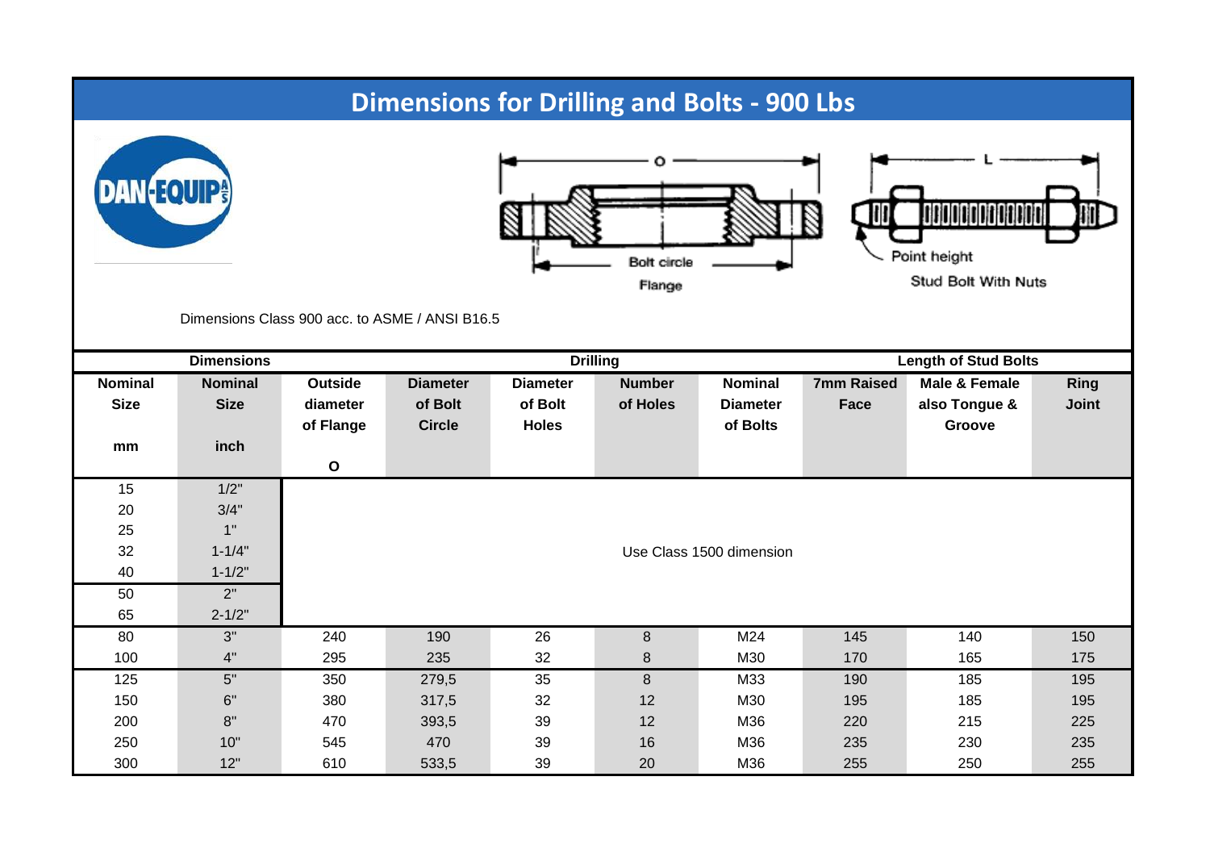# Dimensions for Drilling and Bolts - 900 Lbs

Dimensions Class 900 acc. to ASME / ANSI B16.5

| Dimensions | | | | Drilling | | | Length of Stud Bolts | | |
|---|---|---|---|---|---|---|---|---|---|
| Nominal Size mm | Nominal Size inch | Outside diameter of Flange O | Diameter of Bolt Circle | Diameter of Bolt Holes | Number of Holes | Nominal Diameter of Bolts | 7mm Raised Face | Male & Female also Tongue & Groove | Ring Joint |
| 15 | 1/2" | Use Class 1500 dimension | | | | | | | |
| 20 | 3/4" | Use Class 1500 dimension | | | | | | | |
| 25 | 1" | Use Class 1500 dimension | | | | | | | |
| 32 | 1-1/4" | Use Class 1500 dimension | | | | | | | |
| 40 | 1-1/2" | Use Class 1500 dimension | | | | | | | |
| 50 | 2" | Use Class 1500 dimension | | | | | | | |
| 65 | 2-1/2" | Use Class 1500 dimension | | | | | | | |
| 80 | 3" | 240 | 190 | 26 | 8 | M24 | 145 | 140 | 150 |
| 100 | 4" | 295 | 235 | 32 | 8 | M30 | 170 | 165 | 175 |
| 125 | 5" | 350 | 279,5 | 35 | 8 | M33 | 190 | 185 | 195 |
| 150 | 6" | 380 | 317,5 | 32 | 12 | M30 | 195 | 185 | 195 |
| 200 | 8" | 470 | 393,5 | 39 | 12 | M36 | 220 | 215 | 225 |
| 250 | 10" | 545 | 470 | 39 | 16 | M36 | 235 | 230 | 235 |
| 300 | 12" | 610 | 533,5 | 39 | 20 | M36 | 255 | 250 | 255 |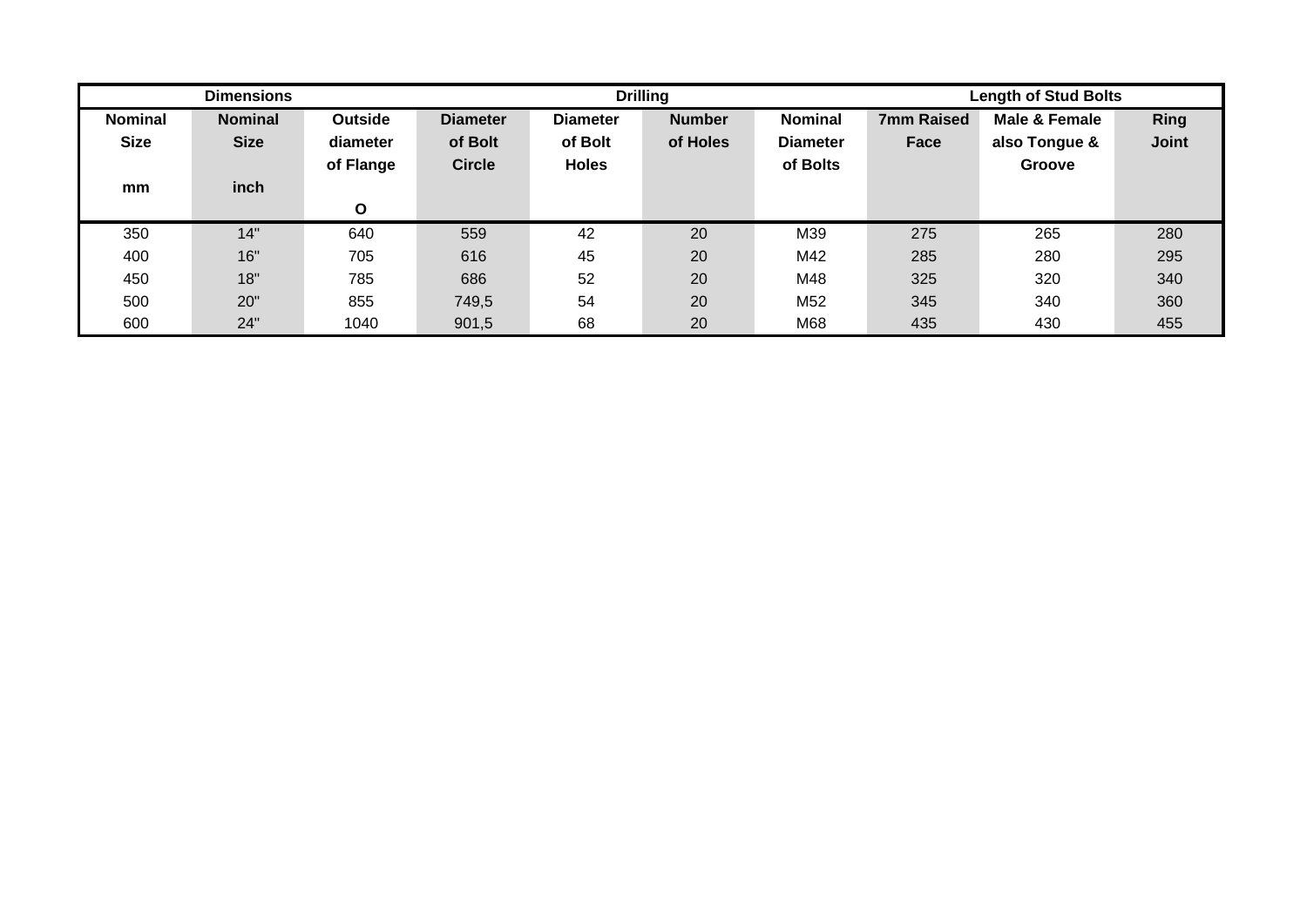| Dimensions | | | Drilling | | | | Length of Stud Bolts | | |
|---|---|---|---|---|---|---|---|---|---|
| Nominal Size mm | Nominal Size inch | Outside diameter of Flange O | Diameter of Bolt Circle | Diameter of Bolt Holes | Number of Holes | Nominal Diameter of Bolts | 7mm Raised Face | Male & Female also Tongue & Groove | Ring Joint |
| 350 | 14" | 640 | 559 | 42 | 20 | M39 | 275 | 265 | 280 |
| 400 | 16" | 705 | 616 | 45 | 20 | M42 | 285 | 280 | 295 |
| 450 | 18" | 785 | 686 | 52 | 20 | M48 | 325 | 320 | 340 |
| 500 | 20" | 855 | 749,5 | 54 | 20 | M52 | 345 | 340 | 360 |
| 600 | 24" | 1040 | 901,5 | 68 | 20 | M68 | 435 | 430 | 455 |